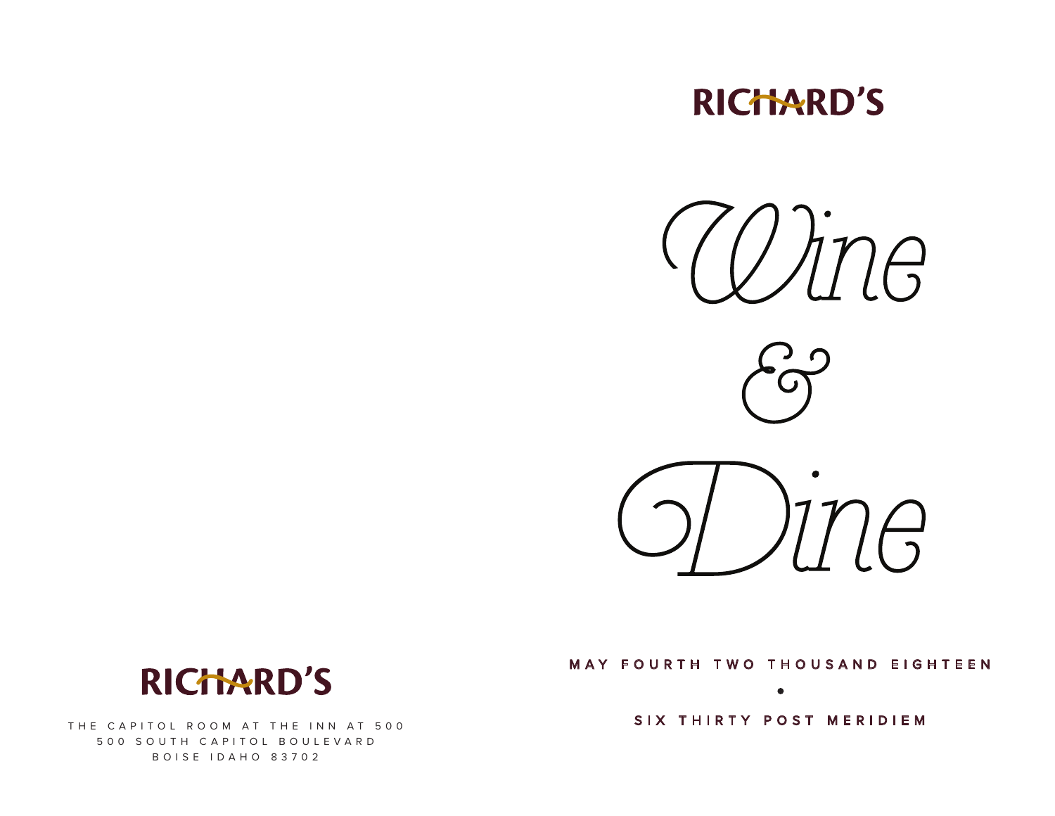RICHARD'S

THE CAPITOL ROOM AT THE INN AT 500
500 SOUTH CAPITOL BOULEVARD
BOISE IDAHO 83702

RICHARD'S

# *Wine & Dine*

MAY FOURTH TWO THOUSAND EIGHTEEN

•

SIX THIRTY POST MERIDIEM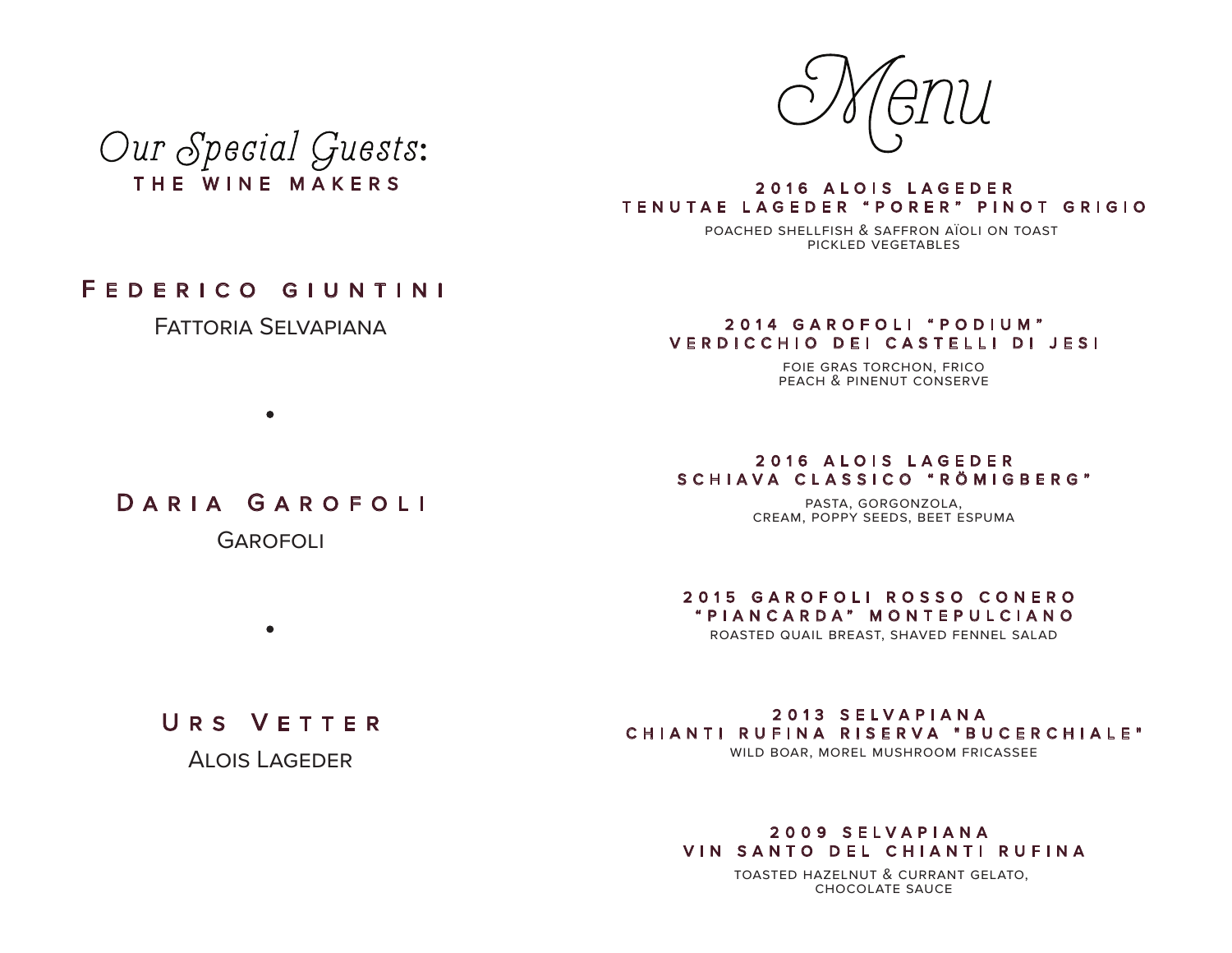## *Our Special Guests:*
### THE WINE MAKERS

### Federico Giuntini
Fattoria Selvapiana

•

### Daria Garofoli
Garofoli

•

### Urs Vetter
Alois Lageder

# *Menu*

**2016 ALOIS LAGEDER**
**TENUTAE LAGEDER "PORER" PINOT GRIGIO**

POACHED SHELLFISH & SAFFRON AÏOLI ON TOAST
PICKLED VEGETABLES

**2014 GAROFOLI "PODIUM"**
**VERDICCHIO DEI CASTELLI DI JESI**

FOIE GRAS TORCHON, FRICO
PEACH & PINENUT CONSERVE

**2016 ALOIS LAGEDER**
**SCHIAVA CLASSICO "RÖMIGBERG"**

PASTA, GORGONZOLA,
CREAM, POPPY SEEDS, BEET ESPUMA

**2015 GAROFOLI ROSSO CONERO**
**"PIANCARDA" MONTEPULCIANO**

ROASTED QUAIL BREAST, SHAVED FENNEL SALAD

**2013 SELVAPIANA**
**CHIANTI RUFINA RISERVA "BUCERCHIALE"**

WILD BOAR, MOREL MUSHROOM FRICASSEE

**2009 SELVAPIANA**
**VIN SANTO DEL CHIANTI RUFINA**

TOASTED HAZELNUT & CURRANT GELATO,
CHOCOLATE SAUCE